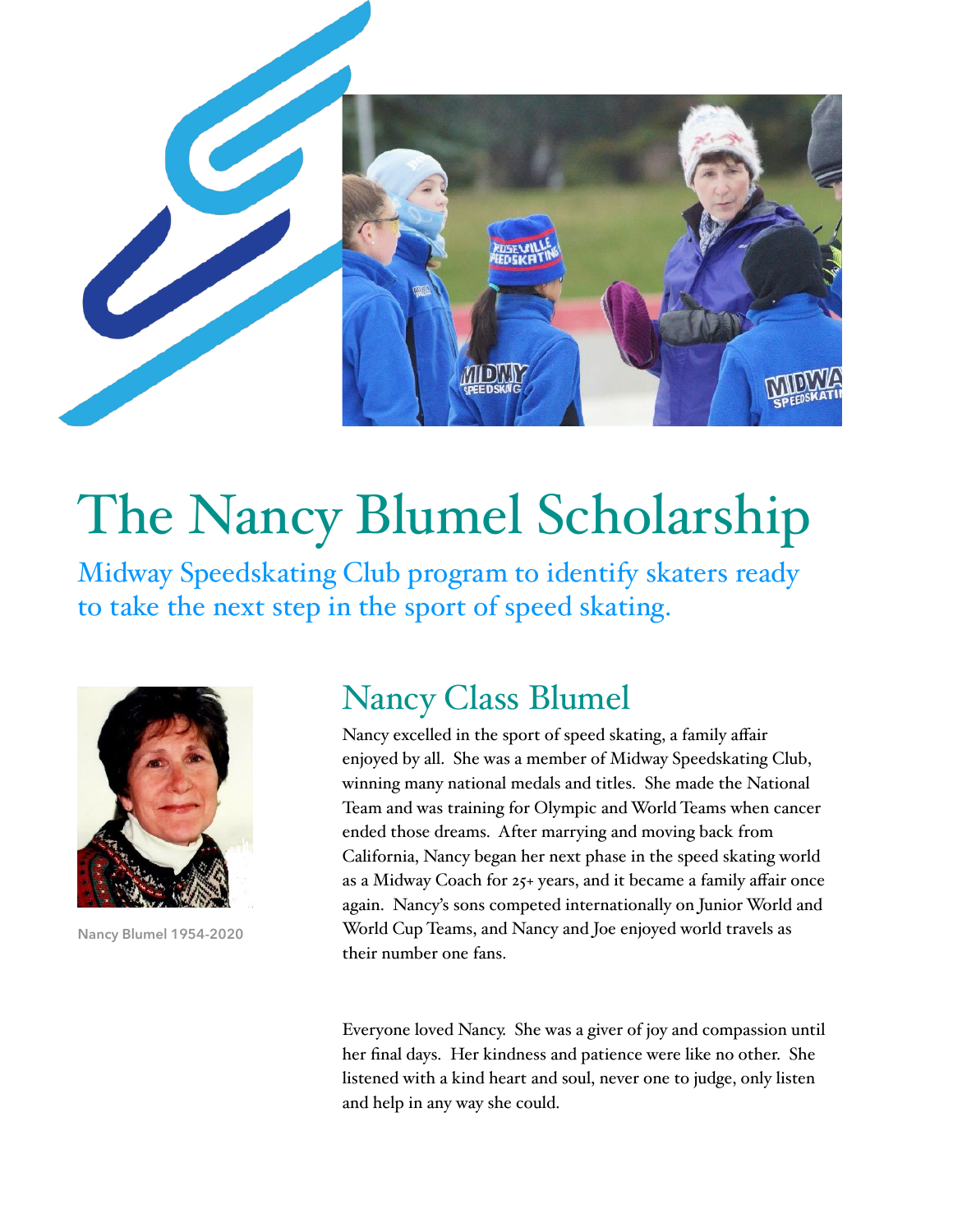# The Nancy Blumel Scholarship

Midway Speedskating Club program to identify skaters ready to take the next step in the sport of speed skating.

## Nancy Class Blumel

Nancy excelled in the sport of speed skating, a family affair enjoyed by all. She was a member of Midway Speedskating Club, winning many national medals and titles. She made the National Team and was training for Olympic and World Teams when cancer ended those dreams. After marrying and moving back from California, Nancy began her next phase in the speed skating world as a Midway Coach for 25+ years, and it became a family affair once again. Nancy's sons competed internationally on Junior World and World Cup Teams, and Nancy and Joe enjoyed world travels as their number one fans.

Nancy Blumel 1954-2020

Everyone loved Nancy. She was a giver of joy and compassion until her final days. Her kindness and patience were like no other. She listened with a kind heart and soul, never one to judge, only listen and help in any way she could.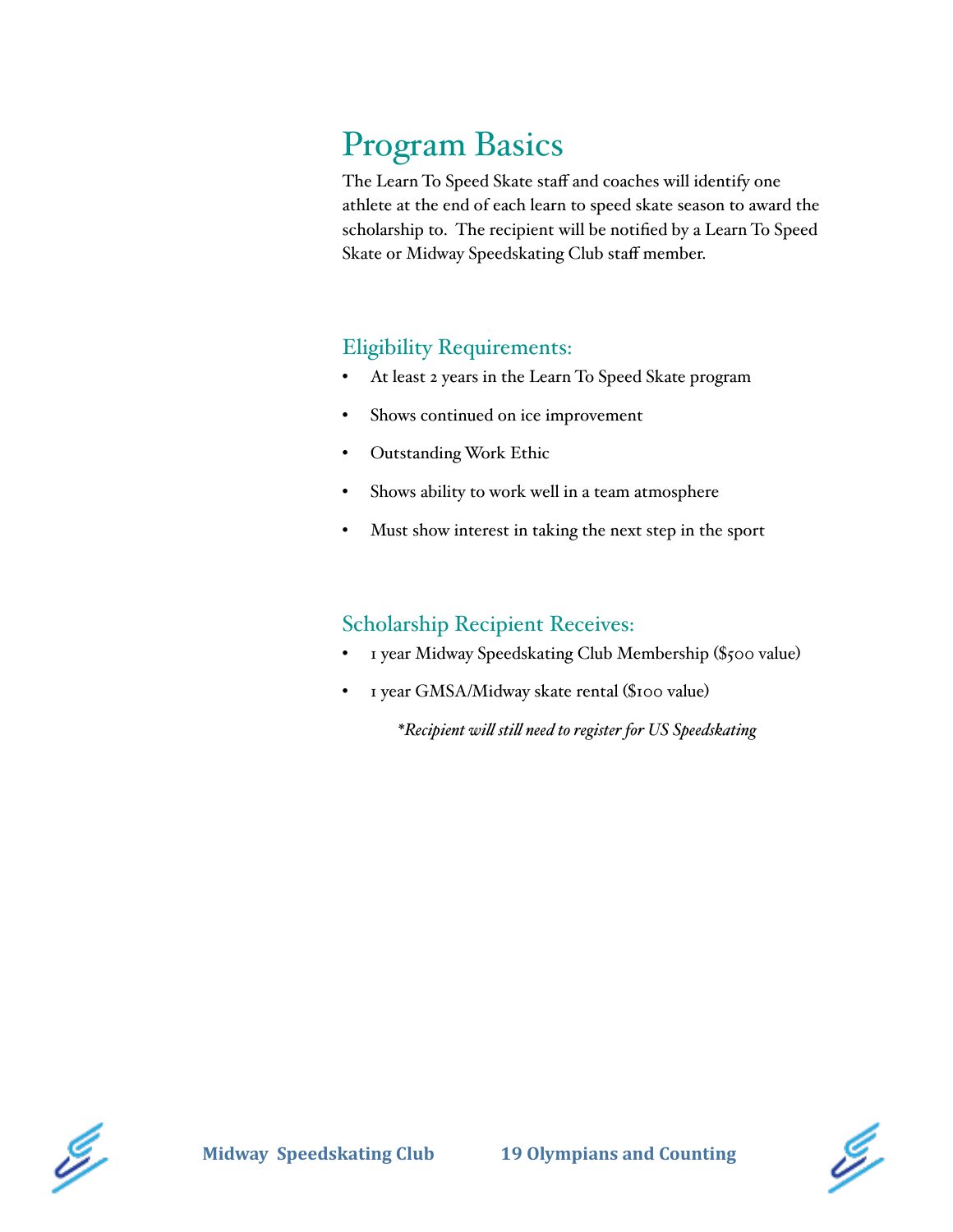# Program Basics

The Learn To Speed Skate staff and coaches will identify one athlete at the end of each learn to speed skate season to award the scholarship to. The recipient will be notified by a Learn To Speed Skate or Midway Speedskating Club staff member.

## Eligibility Requirements:

- At least 2 years in the Learn To Speed Skate program
- Shows continued on ice improvement
- Outstanding Work Ethic
- Shows ability to work well in a team atmosphere
- Must show interest in taking the next step in the sport

## Scholarship Recipient Receives:

- 1 year Midway Speedskating Club Membership ($500 value)
- 1 year GMSA/Midway skate rental ($100 value)

*\*Recipient will still need to register for US Speedskating*